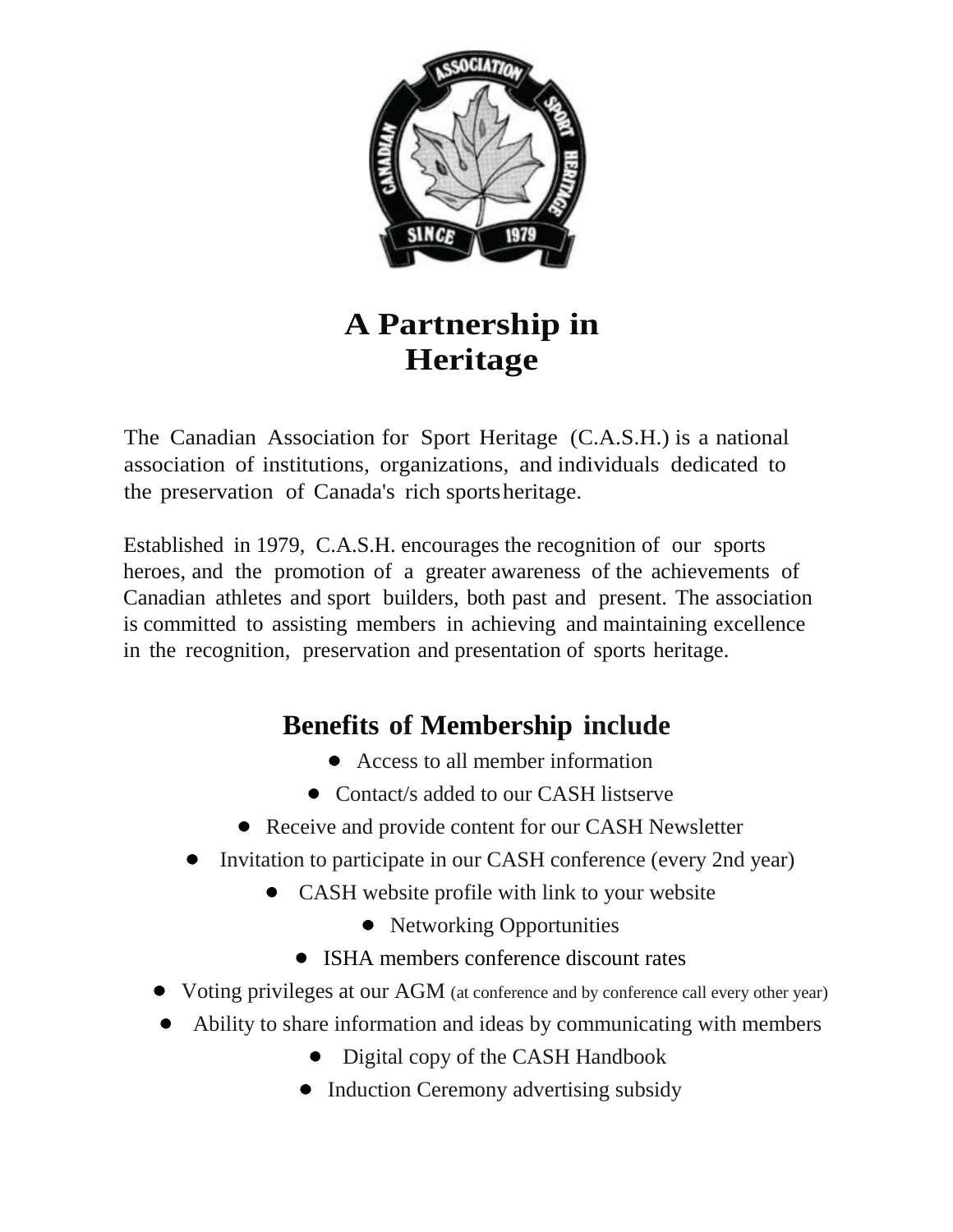# A Partnership in Heritage

The Canadian Association for Sport Heritage (C.A.S.H.) is a national association of institutions, organizations, and individuals dedicated to the preservation of Canada's rich sports heritage.

Established in 1979, C.A.S.H. encourages the recognition of our sports heroes, and the promotion of a greater awareness of the achievements of Canadian athletes and sport builders, both past and present. The association is committed to assisting members in achieving and maintaining excellence in the recognition, preservation and presentation of sports heritage.

## Benefits of Membership include

- Access to all member information
- Contact/s added to our CASH listserve
- Receive and provide content for our CASH Newsletter
- Invitation to participate in our CASH conference (every 2nd year)
- CASH website profile with link to your website
- Networking Opportunities
- ISHA members conference discount rates
- Voting privileges at our AGM (at conference and by conference call every other year)
- Ability to share information and ideas by communicating with members
- Digital copy of the CASH Handbook
- Induction Ceremony advertising subsidy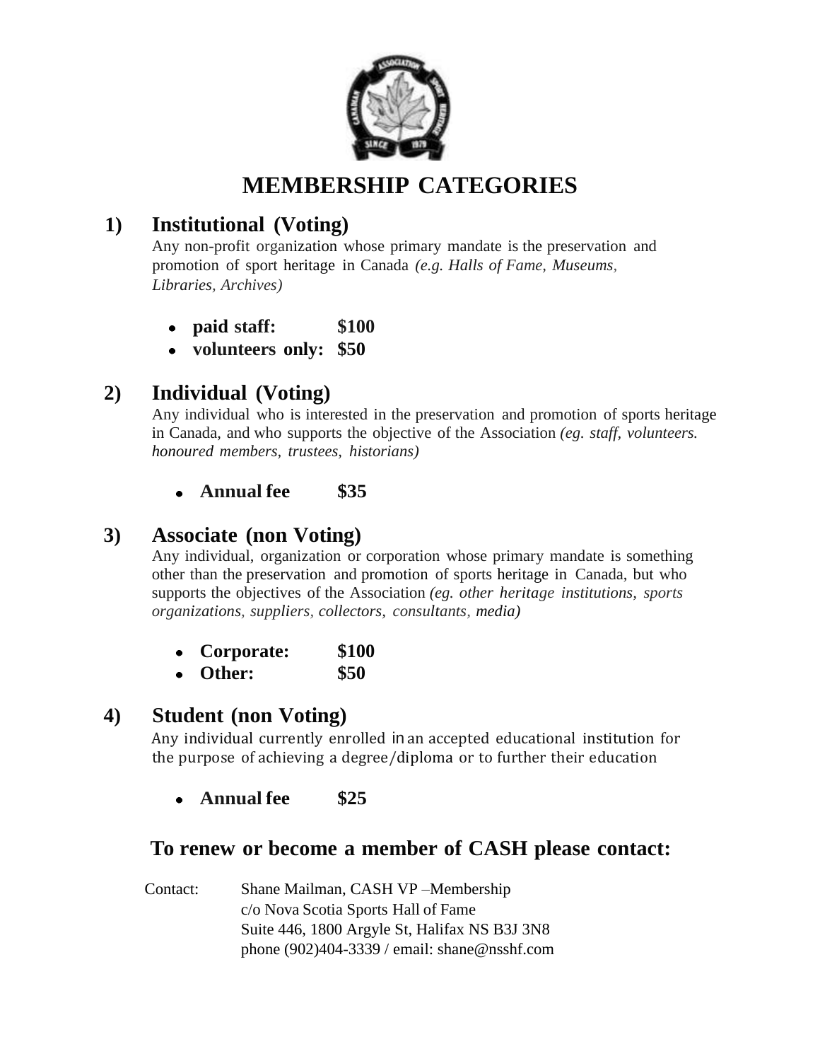# MEMBERSHIP CATEGORIES

## 1) Institutional (Voting)

Any non-profit organization whose primary mandate is the preservation and promotion of sport heritage in Canada *(e.g. Halls of Fame, Museums, Libraries, Archives)*

- **paid staff: $100**
- **volunteers only: $50**

## 2) Individual (Voting)

Any individual who is interested in the preservation and promotion of sports heritage in Canada, and who supports the objective of the Association *(eg. staff, volunteers. honoured members, trustees, historians)*

- **Annual fee $35**

## 3) Associate (non Voting)

Any individual, organization or corporation whose primary mandate is something other than the preservation and promotion of sports heritage in Canada, but who supports the objectives of the Association *(eg. other heritage institutions, sports organizations, suppliers, collectors, consultants, media)*

- **Corporate: $100**
- **Other: $50**

## 4) Student (non Voting)

Any individual currently enrolled in an accepted educational institution for the purpose of achieving a degree/diploma or to further their education

- **Annual fee $25**

## To renew or become a member of CASH please contact:

Contact: Shane Mailman, CASH VP –Membership
c/o Nova Scotia Sports Hall of Fame
Suite 446, 1800 Argyle St, Halifax NS B3J 3N8
phone (902)404-3339 / email: shane@nsshf.com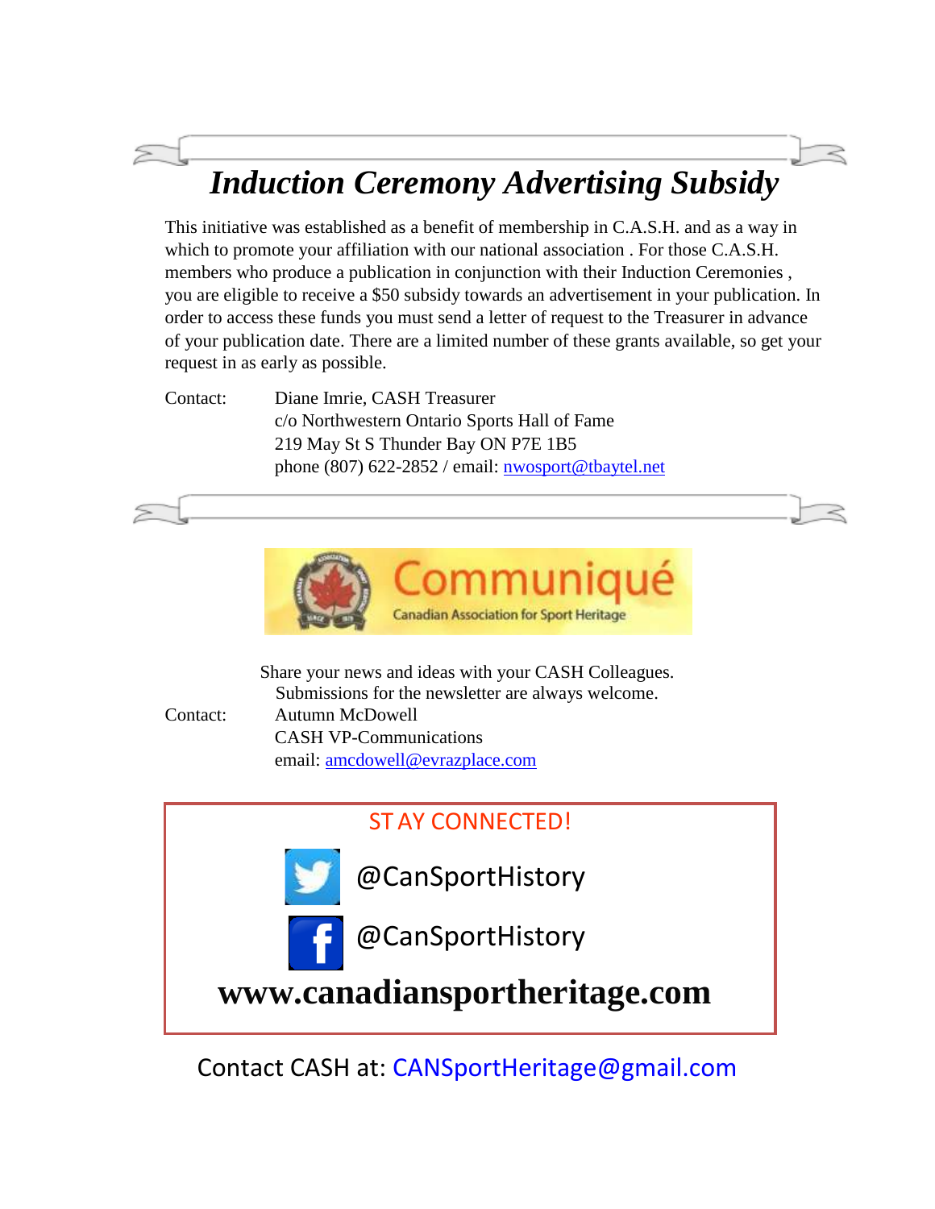# *Induction Ceremony Advertising Subsidy*

This initiative was established as a benefit of membership in C.A.S.H. and as a way in which to promote your affiliation with our national association . For those C.A.S.H. members who produce a publication in conjunction with their Induction Ceremonies , you are eligible to receive a $50 subsidy towards an advertisement in your publication. In order to access these funds you must send a letter of request to the Treasurer in advance of your publication date. There are a limited number of these grants available, so get your request in as early as possible.

Contact: Diane Imrie, CASH Treasurer
c/o Northwestern Ontario Sports Hall of Fame
219 May St S Thunder Bay ON P7E 1B5
phone (807) 622-2852 / email: nwosport@tbaytel.net

## Communiqué

Canadian Association for Sport Heritage

Share your news and ideas with your CASH Colleagues.
Submissions for the newsletter are always welcome.

Contact: Autumn McDowell
CASH VP-Communications
email: amcdowell@evrazplace.com

**STAY CONNECTED!**

@CanSportHistory

@CanSportHistory

**www.canadiansportheritage.com**

Contact CASH at: CANSportHeritage@gmail.com